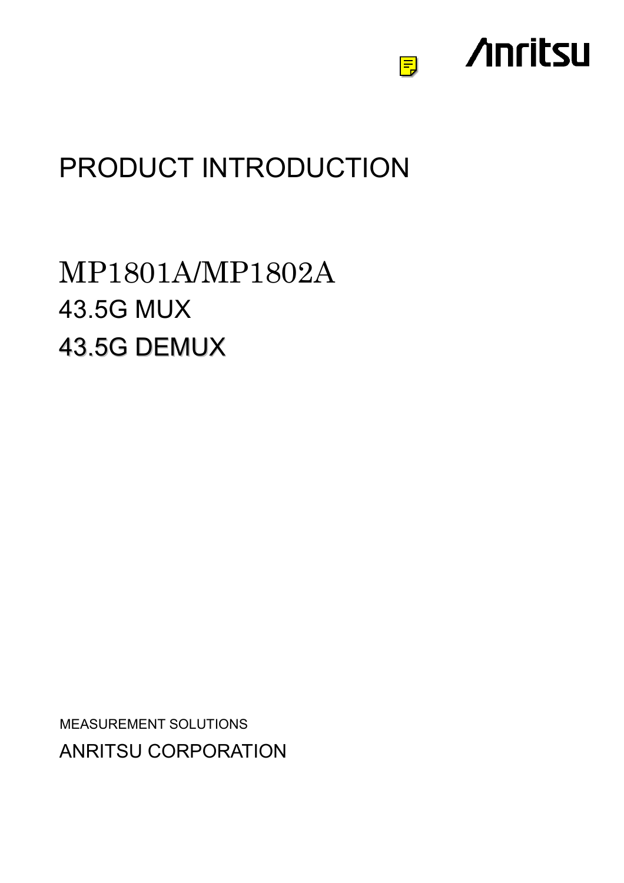Anritsu

# PRODUCT INTRODUCTION

## MP1801A/MP1802A

### 43.5G MUX

### 43.5G DEMUX

MEASUREMENT SOLUTIONS

ANRITSU CORPORATION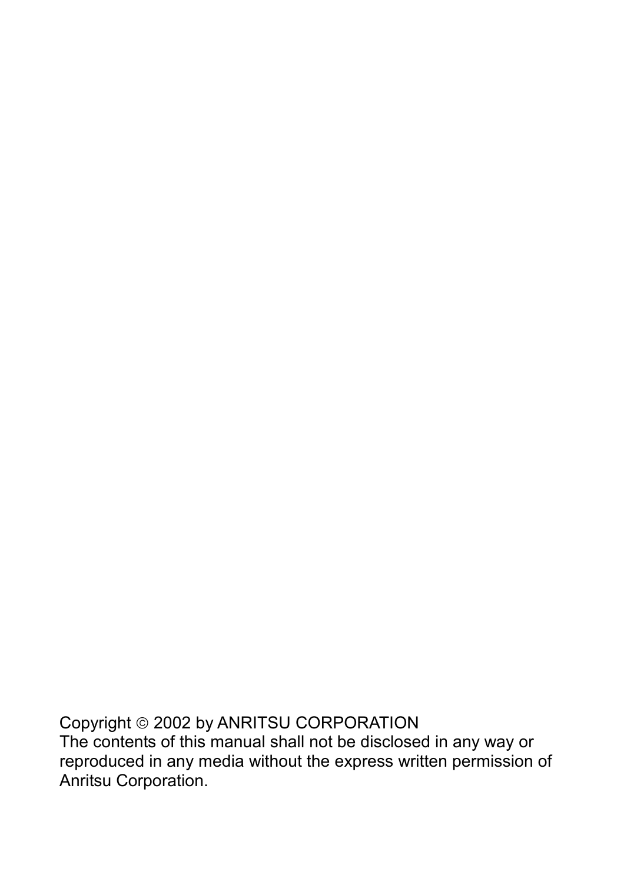Copyright © 2002 by ANRITSU CORPORATION
The contents of this manual shall not be disclosed in any way or reproduced in any media without the express written permission of Anritsu Corporation.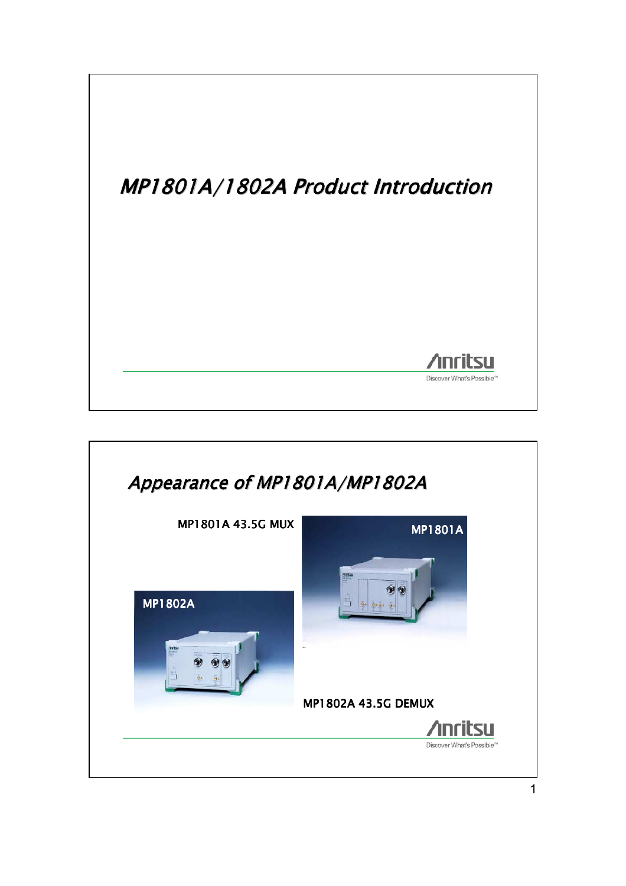# MP1801A/1802A Product Introduction

## Appearance of MP1801A/MP1802A

MP1801A 43.5G MUX

MP1801A

MP1802A

MP1802A 43.5G DEMUX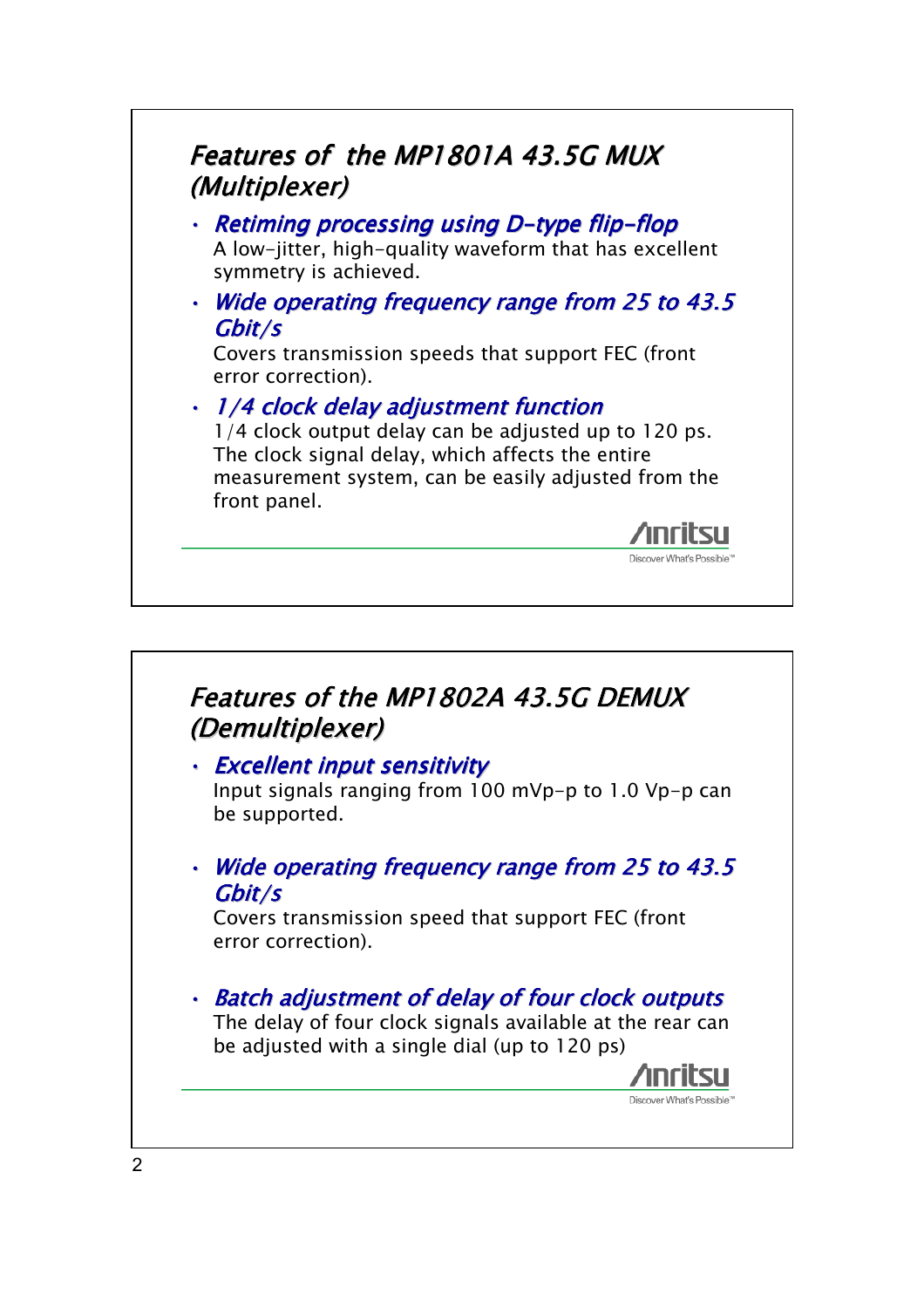## Features of the MP1801A 43.5G MUX (Multiplexer)

- ***Retiming processing using D-type flip-flop***
  A low-jitter, high-quality waveform that has excellent symmetry is achieved.
- ***Wide operating frequency range from 25 to 43.5 Gbit/s***
  Covers transmission speeds that support FEC (front error correction).
- ***1/4 clock delay adjustment function***
  1/4 clock output delay can be adjusted up to 120 ps. The clock signal delay, which affects the entire measurement system, can be easily adjusted from the front panel.

Anritsu
Discover What's Possible™

## Features of the MP1802A 43.5G DEMUX (Demultiplexer)

- ***Excellent input sensitivity***
  Input signals ranging from 100 mVp-p to 1.0 Vp-p can be supported.
- ***Wide operating frequency range from 25 to 43.5 Gbit/s***
  Covers transmission speed that support FEC (front error correction).
- ***Batch adjustment of delay of four clock outputs***
  The delay of four clock signals available at the rear can be adjusted with a single dial (up to 120 ps)

Anritsu
Discover What's Possible™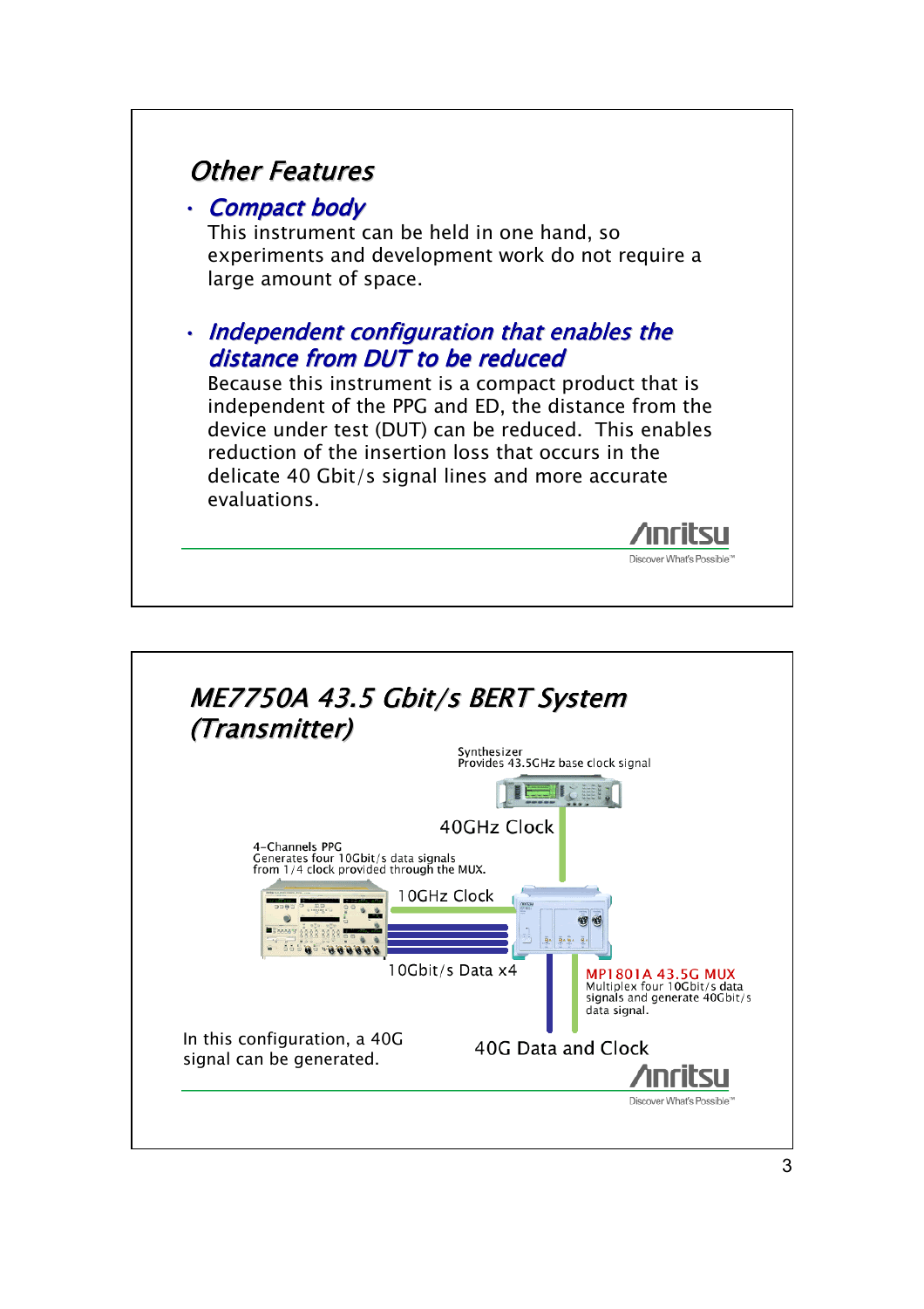## Other Features

- ***Compact body***

  This instrument can be held in one hand, so experiments and development work do not require a large amount of space.

- ***Independent configuration that enables the distance from DUT to be reduced***

  Because this instrument is a compact product that is independent of the PPG and ED, the distance from the device under test (DUT) can be reduced. This enables reduction of the insertion loss that occurs in the delicate 40 Gbit/s signal lines and more accurate evaluations.

## ME7750A 43.5 Gbit/s BERT System (Transmitter)

Synthesizer
Provides 43.5GHz base clock signal

40GHz Clock

4-Channels PPG
Generates four 10Gbit/s data signals from 1/4 clock provided through the MUX.

10GHz Clock

10Gbit/s Data x4

MP1801A 43.5G MUX
Multiplex four 10Gbit/s data signals and generate 40Gbit/s data signal.

40G Data and Clock

In this configuration, a 40G signal can be generated.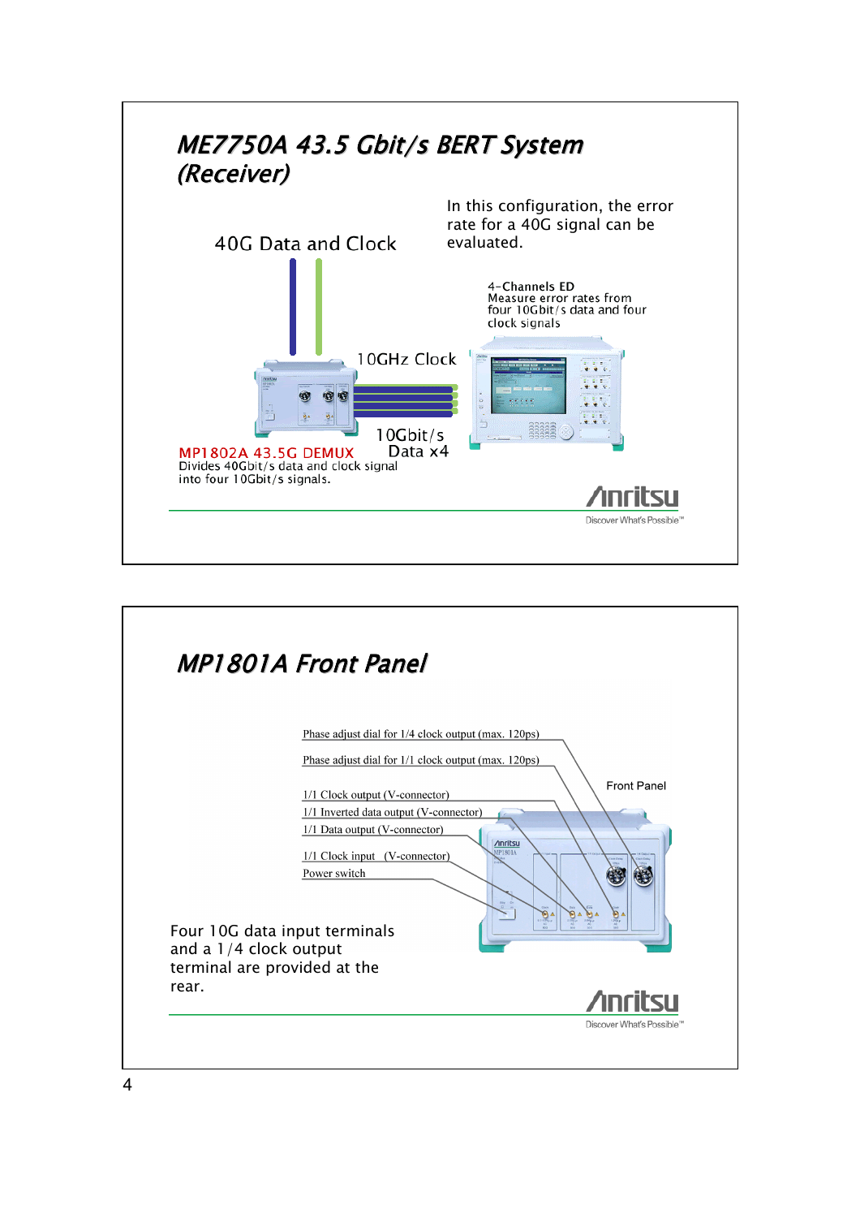## ME7750A 43.5 Gbit/s BERT System (Receiver)

In this configuration, the error rate for a 40G signal can be evaluated.

40G Data and Clock

4-Channels ED
Measure error rates from four 10Gbit/s data and four clock signals

10GHz Clock

10Gbit/s
Data x4

MP1802A 43.5G DEMUX
Divides 40Gbit/s data and clock signal into four 10Gbit/s signals.

Anritsu
Discover What's Possible™

## MP1801A Front Panel

Phase adjust dial for 1/4 clock output (max. 120ps)

Phase adjust dial for 1/1 clock output (max. 120ps)

Front Panel

1/1 Clock output (V-connector)

1/1 Inverted data output (V-connector)

1/1 Data output (V-connector)

1/1 Clock input (V-connector)

Power switch

Four 10G data input terminals and a 1/4 clock output terminal are provided at the rear.

Anritsu
Discover What's Possible™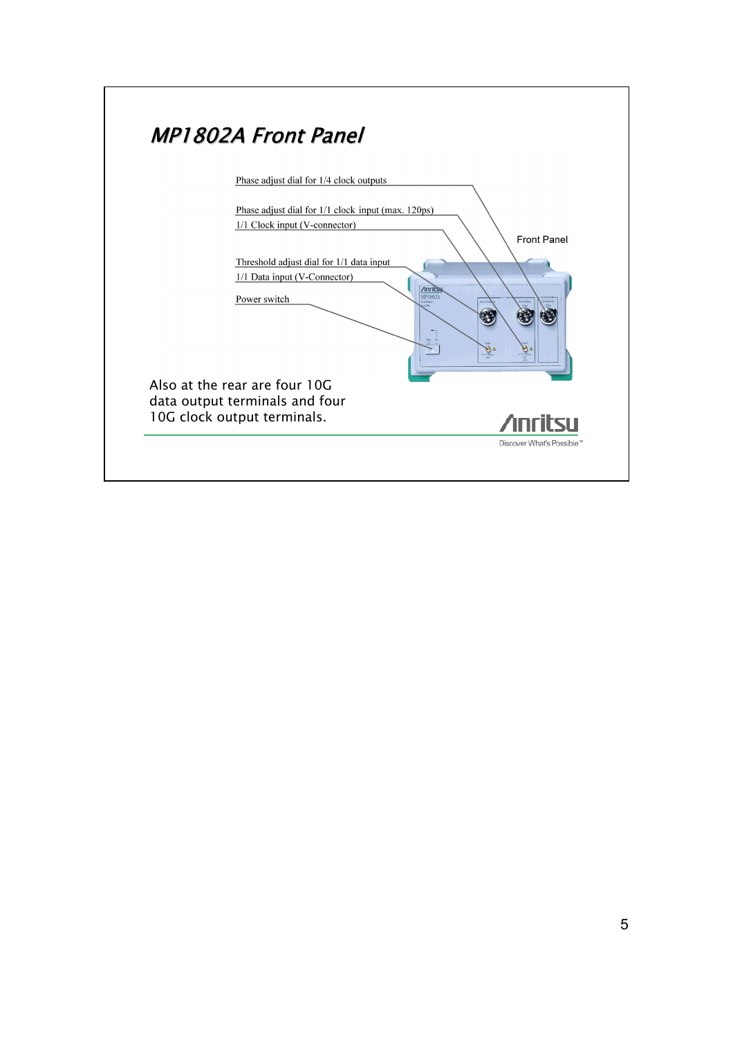# MP1802A Front Panel

Phase adjust dial for 1/4 clock outputs

Phase adjust dial for 1/1 clock input (max. 120ps)

1/1 Clock input (V-connector)

Front Panel

Threshold adjust dial for 1/1 data input

1/1 Data input (V-Connector)

Power switch

Also at the rear are four 10G data output terminals and four 10G clock output terminals.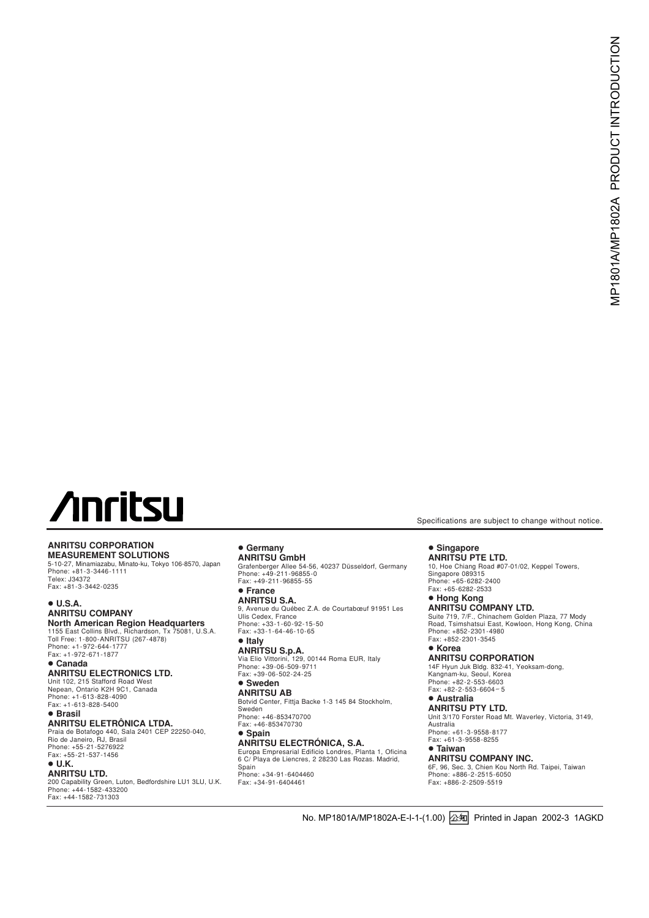Specifications are subject to change without notice.

**ANRITSU CORPORATION**
**MEASUREMENT SOLUTIONS**
5-10-27, Minamiazabu, Minato-ku, Tokyo 106-8570, Japan
Phone: +81-3-3446-1111
Telex: J34372
Fax: +81-3-3442-0235

● **U.S.A.**
**ANRITSU COMPANY**
**North American Region Headquarters**
1155 East Collins Blvd., Richardson, Tx 75081, U.S.A.
Toll Free: 1-800-ANRITSU (267-4878)
Phone: +1-972-644-1777
Fax: +1-972-671-1877

● **Canada**
**ANRITSU ELECTRONICS LTD.**
Unit 102, 215 Stafford Road West
Nepean, Ontario K2H 9C1, Canada
Phone: +1-613-828-4090
Fax: +1-613-828-5400

● **Brasil**
**ANRITSU ELETRÔNICA LTDA.**
Praia de Botafogo 440, Sala 2401 CEP 22250-040,
Rio de Janeiro, RJ, Brasil
Phone: +55-21-5276922
Fax: +55-21-537-1456

● **U.K.**
**ANRITSU LTD.**
200 Capability Green, Luton, Bedfordshire LU1 3LU, U.K.
Phone: +44-1582-433200
Fax: +44-1582-731303

● **Germany**
**ANRITSU GmbH**
Grafenberger Allee 54-56, 40237 Düsseldorf, Germany
Phone: +49-211-96855-0
Fax: +49-211-96855-55

● **France**
**ANRITSU S.A.**
9, Avenue du Québec Z.A. de Courtabœuf 91951 Les Ulis Cedex, France
Phone: +33-1-60-92-15-50
Fax: +33-1-64-46-10-65

● **Italy**
**ANRITSU S.p.A.**
Via Elio Vittorini, 129, 00144 Roma EUR, Italy
Phone: +39-06-509-9711
Fax: +39-06-502-24-25

● **Sweden**
**ANRITSU AB**
Botvid Center, Fittja Backe 1-3 145 84 Stockholm, Sweden
Phone: +46-853470700
Fax: +46-853470730

● **Spain**
**ANRITSU ELECTRÓNICA, S.A.**
Europa Empresarial Edificio Londres, Planta 1, Oficina 6 C/ Playa de Liencres, 2 28230 Las Rozas. Madrid, Spain
Phone: +34-91-6404460
Fax: +34-91-6404461

● **Singapore**
**ANRITSU PTE LTD.**
10, Hoe Chiang Road #07-01/02, Keppel Towers, Singapore 089315
Phone: +65-6282-2400
Fax: +65-6282-2533

● **Hong Kong**
**ANRITSU COMPANY LTD.**
Suite 719, 7/F., Chinachem Golden Plaza, 77 Mody Road, Tsimshatsui East, Kowloon, Hong Kong, China
Phone: +852-2301-4980
Fax: +852-2301-3545

● **Korea**
**ANRITSU CORPORATION**
14F Hyun Juk Bldg. 832-41, Yeoksam-dong, Kangnam-ku, Seoul, Korea
Phone: +82-2-553-6603
Fax: +82-2-553-6604－5

● **Australia**
**ANRITSU PTY LTD.**
Unit 3/170 Forster Road Mt. Waverley, Victoria, 3149, Australia
Phone: +61-3-9558-8177
Fax: +61-3-9558-8255

● **Taiwan**
**ANRITSU COMPANY INC.**
6F, 96, Sec. 3, Chien Kou North Rd. Taipei, Taiwan
Phone: +886-2-2515-6050
Fax: +886-2-2509-5519

No. MP1801A/MP1802A-E-I-1-(1.00) 公知 Printed in Japan 2002-3 1AGKD